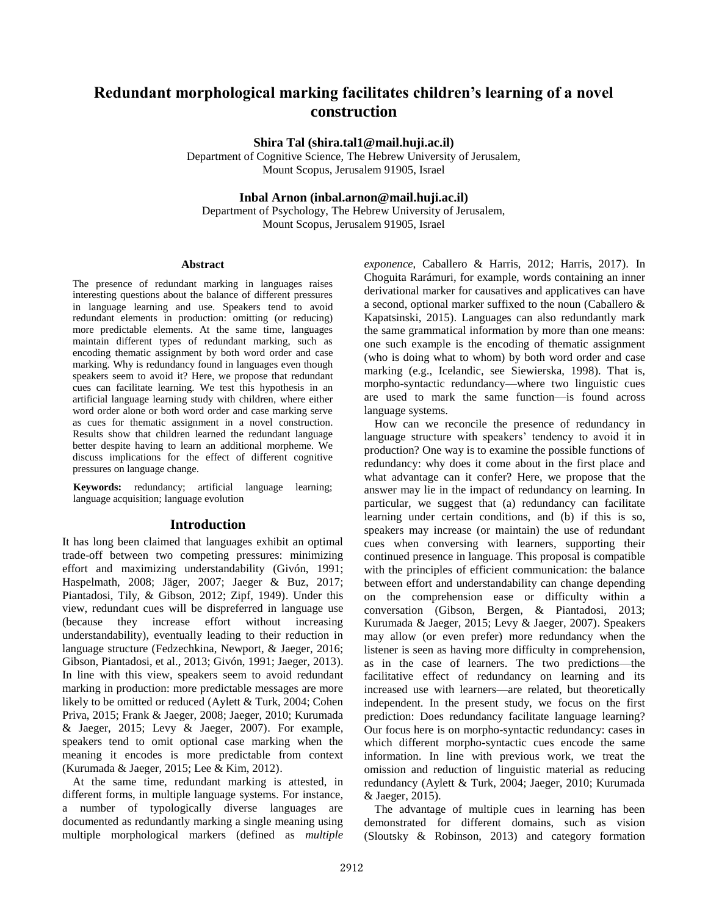# Redundant morphological marking facilitates children's learning of a novel construction

**Shira Tal (shira.tal1@mail.huji.ac.il)**
Department of Cognitive Science, The Hebrew University of Jerusalem,
Mount Scopus, Jerusalem 91905, Israel

**Inbal Arnon (inbal.arnon@mail.huji.ac.il)**
Department of Psychology, The Hebrew University of Jerusalem,
Mount Scopus, Jerusalem 91905, Israel

## Abstract

The presence of redundant marking in languages raises interesting questions about the balance of different pressures in language learning and use. Speakers tend to avoid redundant elements in production: omitting (or reducing) more predictable elements. At the same time, languages maintain different types of redundant marking, such as encoding thematic assignment by both word order and case marking. Why is redundancy found in languages even though speakers seem to avoid it? Here, we propose that redundant cues can facilitate learning. We test this hypothesis in an artificial language learning study with children, where either word order alone or both word order and case marking serve as cues for thematic assignment in a novel construction. Results show that children learned the redundant language better despite having to learn an additional morpheme. We discuss implications for the effect of different cognitive pressures on language change.

**Keywords:** redundancy; artificial language learning; language acquisition; language evolution

## Introduction

It has long been claimed that languages exhibit an optimal trade-off between two competing pressures: minimizing effort and maximizing understandability (Givón, 1991; Haspelmath, 2008; Jäger, 2007; Jaeger & Buz, 2017; Piantadosi, Tily, & Gibson, 2012; Zipf, 1949). Under this view, redundant cues will be dispreferred in language use (because they increase effort without increasing understandability), eventually leading to their reduction in language structure (Fedzechkina, Newport, & Jaeger, 2016; Gibson, Piantadosi, et al., 2013; Givón, 1991; Jaeger, 2013). In line with this view, speakers seem to avoid redundant marking in production: more predictable messages are more likely to be omitted or reduced (Aylett & Turk, 2004; Cohen Priva, 2015; Frank & Jaeger, 2008; Jaeger, 2010; Kurumada & Jaeger, 2015; Levy & Jaeger, 2007). For example, speakers tend to omit optional case marking when the meaning it encodes is more predictable from context (Kurumada & Jaeger, 2015; Lee & Kim, 2012).

At the same time, redundant marking is attested, in different forms, in multiple language systems. For instance, a number of typologically diverse languages are documented as redundantly marking a single meaning using multiple morphological markers (defined as *multiple exponence*, Caballero & Harris, 2012; Harris, 2017). In Choguita Rarámuri, for example, words containing an inner derivational marker for causatives and applicatives can have a second, optional marker suffixed to the noun (Caballero & Kapatsinski, 2015). Languages can also redundantly mark the same grammatical information by more than one means: one such example is the encoding of thematic assignment (who is doing what to whom) by both word order and case marking (e.g., Icelandic, see Siewierska, 1998). That is, morpho-syntactic redundancy—where two linguistic cues are used to mark the same function—is found across language systems.

How can we reconcile the presence of redundancy in language structure with speakers' tendency to avoid it in production? One way is to examine the possible functions of redundancy: why does it come about in the first place and what advantage can it confer? Here, we propose that the answer may lie in the impact of redundancy on learning. In particular, we suggest that (a) redundancy can facilitate learning under certain conditions, and (b) if this is so, speakers may increase (or maintain) the use of redundant cues when conversing with learners, supporting their continued presence in language. This proposal is compatible with the principles of efficient communication: the balance between effort and understandability can change depending on the comprehension ease or difficulty within a conversation (Gibson, Bergen, & Piantadosi, 2013; Kurumada & Jaeger, 2015; Levy & Jaeger, 2007). Speakers may allow (or even prefer) more redundancy when the listener is seen as having more difficulty in comprehension, as in the case of learners. The two predictions—the facilitative effect of redundancy on learning and its increased use with learners—are related, but theoretically independent. In the present study, we focus on the first prediction: Does redundancy facilitate language learning? Our focus here is on morpho-syntactic redundancy: cases in which different morpho-syntactic cues encode the same information. In line with previous work, we treat the omission and reduction of linguistic material as reducing redundancy (Aylett & Turk, 2004; Jaeger, 2010; Kurumada & Jaeger, 2015).

The advantage of multiple cues in learning has been demonstrated for different domains, such as vision (Sloutsky & Robinson, 2013) and category formation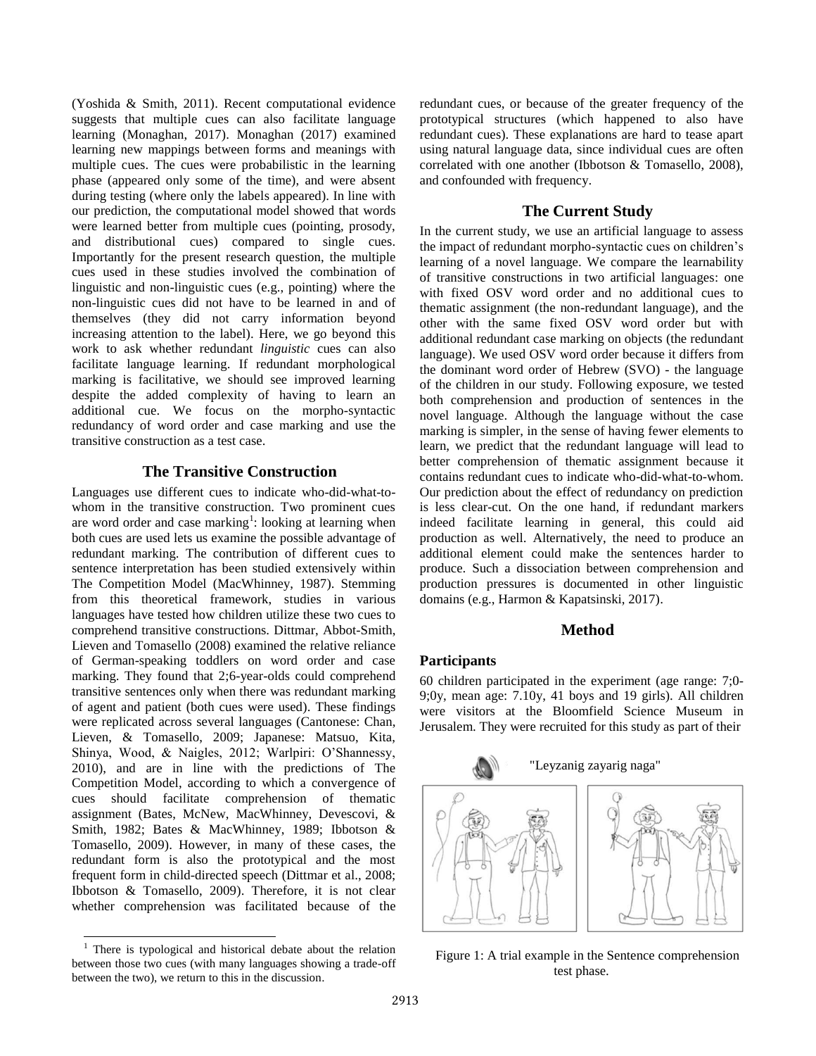(Yoshida & Smith, 2011). Recent computational evidence suggests that multiple cues can also facilitate language learning (Monaghan, 2017). Monaghan (2017) examined learning new mappings between forms and meanings with multiple cues. The cues were probabilistic in the learning phase (appeared only some of the time), and were absent during testing (where only the labels appeared). In line with our prediction, the computational model showed that words were learned better from multiple cues (pointing, prosody, and distributional cues) compared to single cues. Importantly for the present research question, the multiple cues used in these studies involved the combination of linguistic and non-linguistic cues (e.g., pointing) where the non-linguistic cues did not have to be learned in and of themselves (they did not carry information beyond increasing attention to the label). Here, we go beyond this work to ask whether redundant *linguistic* cues can also facilitate language learning. If redundant morphological marking is facilitative, we should see improved learning despite the added complexity of having to learn an additional cue. We focus on the morpho-syntactic redundancy of word order and case marking and use the transitive construction as a test case.

## The Transitive Construction

Languages use different cues to indicate who-did-what-to-whom in the transitive construction. Two prominent cues are word order and case marking[1]: looking at learning when both cues are used lets us examine the possible advantage of redundant marking. The contribution of different cues to sentence interpretation has been studied extensively within The Competition Model (MacWhinney, 1987). Stemming from this theoretical framework, studies in various languages have tested how children utilize these two cues to comprehend transitive constructions. Dittmar, Abbot-Smith, Lieven and Tomasello (2008) examined the relative reliance of German-speaking toddlers on word order and case marking. They found that 2;6-year-olds could comprehend transitive sentences only when there was redundant marking of agent and patient (both cues were used). These findings were replicated across several languages (Cantonese: Chan, Lieven, & Tomasello, 2009; Japanese: Matsuo, Kita, Shinya, Wood, & Naigles, 2012; Warlpiri: O'Shannessy, 2010), and are in line with the predictions of The Competition Model, according to which a convergence of cues should facilitate comprehension of thematic assignment (Bates, McNew, MacWhinney, Devescovi, & Smith, 1982; Bates & MacWhinney, 1989; Ibbotson & Tomasello, 2009). However, in many of these cases, the redundant form is also the prototypical and the most frequent form in child-directed speech (Dittmar et al., 2008; Ibbotson & Tomasello, 2009). Therefore, it is not clear whether comprehension was facilitated because of the redundant cues, or because of the greater frequency of the prototypical structures (which happened to also have redundant cues). These explanations are hard to tease apart using natural language data, since individual cues are often correlated with one another (Ibbotson & Tomasello, 2008), and confounded with frequency.

[1] There is typological and historical debate about the relation between those two cues (with many languages showing a trade-off between the two), we return to this in the discussion.

## The Current Study

In the current study, we use an artificial language to assess the impact of redundant morpho-syntactic cues on children's learning of a novel language. We compare the learnability of transitive constructions in two artificial languages: one with fixed OSV word order and no additional cues to thematic assignment (the non-redundant language), and the other with the same fixed OSV word order but with additional redundant case marking on objects (the redundant language). We used OSV word order because it differs from the dominant word order of Hebrew (SVO) - the language of the children in our study. Following exposure, we tested both comprehension and production of sentences in the novel language. Although the language without the case marking is simpler, in the sense of having fewer elements to learn, we predict that the redundant language will lead to better comprehension of thematic assignment because it contains redundant cues to indicate who-did-what-to-whom. Our prediction about the effect of redundancy on prediction is less clear-cut. On the one hand, if redundant markers indeed facilitate learning in general, this could aid production as well. Alternatively, the need to produce an additional element could make the sentences harder to produce. Such a dissociation between comprehension and production pressures is documented in other linguistic domains (e.g., Harmon & Kapatsinski, 2017).

## Method

### Participants

60 children participated in the experiment (age range: 7;0-9;0y, mean age: 7.10y, 41 boys and 19 girls). All children were visitors at the Bloomfield Science Museum in Jerusalem. They were recruited for this study as part of their

"Leyzanig zayarig naga"

Figure 1: A trial example in the Sentence comprehension test phase.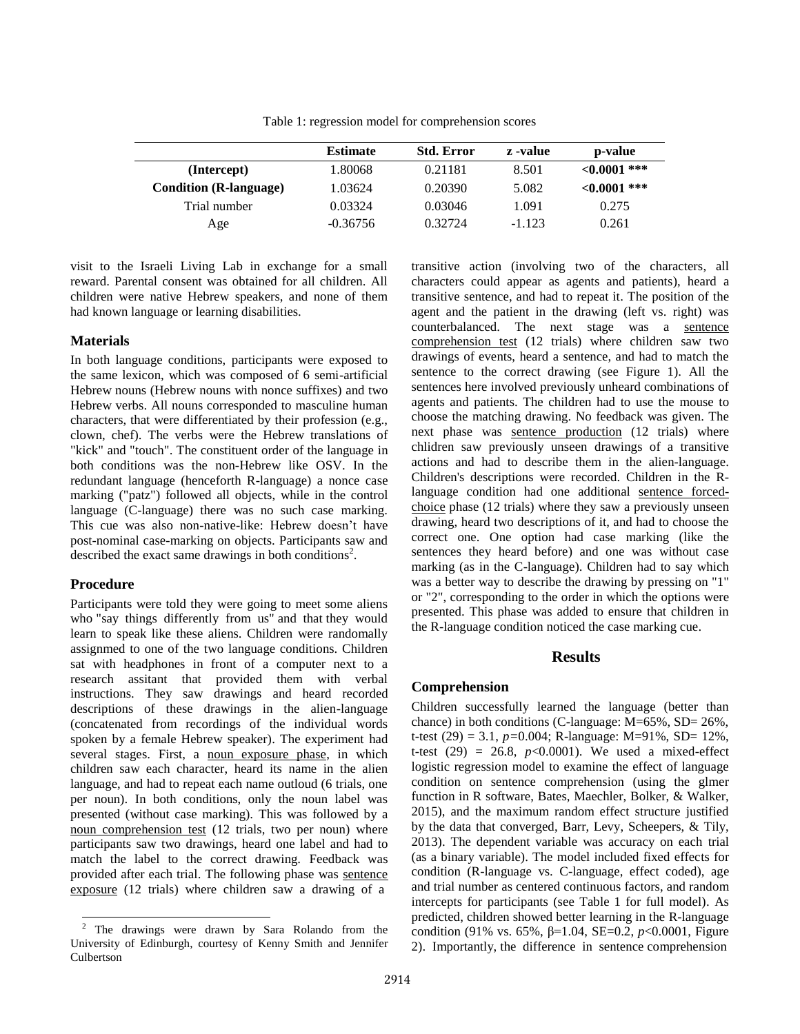Table 1: regression model for comprehension scores

| | Estimate | Std. Error | z -value | p-value |
|---|---|---|---|---|
| **(Intercept)** | 1.80068 | 0.21181 | 8.501 | **<0.0001 \*\*\*** |
| **Condition (R-language)** | 1.03624 | 0.20390 | 5.082 | **<0.0001 \*\*\*** |
| Trial number | 0.03324 | 0.03046 | 1.091 | 0.275 |
| Age | -0.36756 | 0.32724 | -1.123 | 0.261 |

visit to the Israeli Living Lab in exchange for a small reward. Parental consent was obtained for all children. All children were native Hebrew speakers, and none of them had known language or learning disabilities.

### Materials

In both language conditions, participants were exposed to the same lexicon, which was composed of 6 semi-artificial Hebrew nouns (Hebrew nouns with nonce suffixes) and two Hebrew verbs. All nouns corresponded to masculine human characters, that were differentiated by their profession (e.g., clown, chef). The verbs were the Hebrew translations of "kick" and "touch". The constituent order of the language in both conditions was the non-Hebrew like OSV. In the redundant language (henceforth R-language) a nonce case marking ("patz") followed all objects, while in the control language (C-language) there was no such case marking. This cue was also non-native-like: Hebrew doesn't have post-nominal case-marking on objects. Participants saw and described the exact same drawings in both conditions[2].

### Procedure

Participants were told they were going to meet some aliens who "say things differently from us" and that they would learn to speak like these aliens. Children were randomally assignmed to one of the two language conditions. Children sat with headphones in front of a computer next to a research assitant that provided them with verbal instructions. They saw drawings and heard recorded descriptions of these drawings in the alien-language (concatenated from recordings of the individual words spoken by a female Hebrew speaker). The experiment had several stages. First, a noun exposure phase, in which children saw each character, heard its name in the alien language, and had to repeat each name outloud (6 trials, one per noun). In both conditions, only the noun label was presented (without case marking). This was followed by a noun comprehension test (12 trials, two per noun) where participants saw two drawings, heard one label and had to match the label to the correct drawing. Feedback was provided after each trial. The following phase was sentence exposure (12 trials) where children saw a drawing of a transitive action (involving two of the characters, all characters could appear as agents and patients), heard a transitive sentence, and had to repeat it. The position of the agent and the patient in the drawing (left vs. right) was counterbalanced. The next stage was a sentence comprehension test (12 trials) where children saw two drawings of events, heard a sentence, and had to match the sentence to the correct drawing (see Figure 1). All the sentences here involved previously unheard combinations of agents and patients. The children had to use the mouse to choose the matching drawing. No feedback was given. The next phase was sentence production (12 trials) where chlidren saw previously unseen drawings of a transitive actions and had to describe them in the alien-language. Children's descriptions were recorded. Children in the R-language condition had one additional sentence forced-choice phase (12 trials) where they saw a previously unseen drawing, heard two descriptions of it, and had to choose the correct one. One option had case marking (like the sentences they heard before) and one was without case marking (as in the C-language). Children had to say which was a better way to describe the drawing by pressing on "1" or "2", corresponding to the order in which the options were presented. This phase was added to ensure that children in the R-language condition noticed the case marking cue.

## Results

### Comprehension

Children successfully learned the language (better than chance) in both conditions (C-language: M=65%, SD= 26%, t-test $(29) = 3.1$, $p=0.004$; R-language: M=91%, SD= 12%, t-test $(29) = 26.8$, $p<0.0001$). We used a mixed-effect logistic regression model to examine the effect of language condition on sentence comprehension (using the glmer function in R software, Bates, Maechler, Bolker, & Walker, 2015), and the maximum random effect structure justified by the data that converged, Barr, Levy, Scheepers, & Tily, 2013). The dependent variable was accuracy on each trial (as a binary variable). The model included fixed effects for condition (R-language vs. C-language, effect coded), age and trial number as centered continuous factors, and random intercepts for participants (see Table 1 for full model). As predicted, children showed better learning in the R-language condition (91% vs. 65%, $\beta=1.04$, SE=0.2, $p<0.0001$, Figure 2). Importantly, the difference in sentence comprehension

[2] The drawings were drawn by Sara Rolando from the University of Edinburgh, courtesy of Kenny Smith and Jennifer Culbertson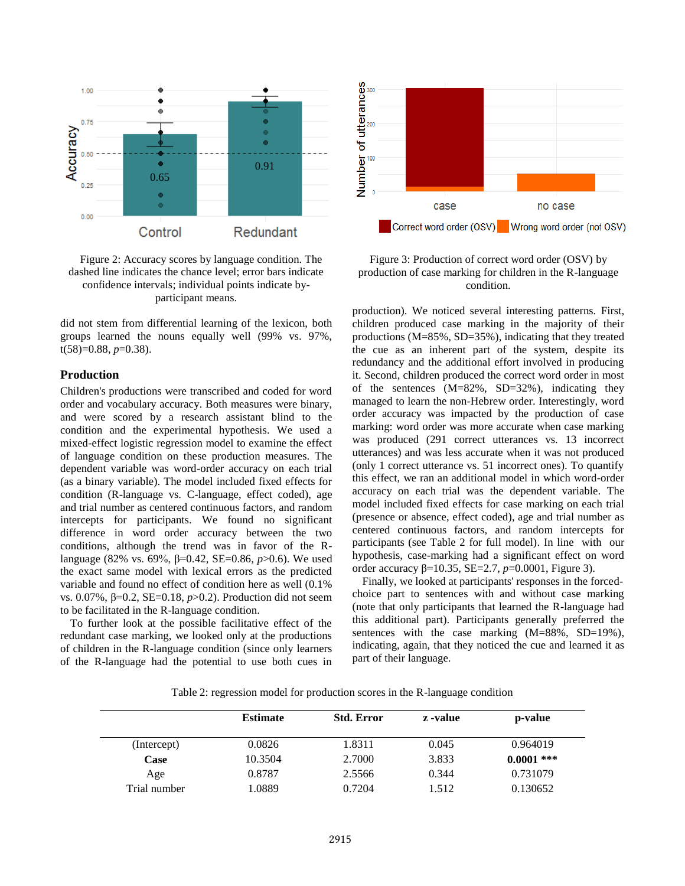Figure 2: Accuracy scores by language condition. The dashed line indicates the chance level; error bars indicate confidence intervals; individual points indicate by-participant means.

Figure 3: Production of correct word order (OSV) by production of case marking for children in the R-language condition.

did not stem from differential learning of the lexicon, both groups learned the nouns equally well (99% vs. 97%, $t(58)=0.88$, $p=0.38$).

## Production

Children's productions were transcribed and coded for word order and vocabulary accuracy. Both measures were binary, and were scored by a research assistant blind to the condition and the experimental hypothesis. We used a mixed-effect logistic regression model to examine the effect of language condition on these production measures. The dependent variable was word-order accuracy on each trial (as a binary variable). The model included fixed effects for condition (R-language vs. C-language, effect coded), age and trial number as centered continuous factors, and random intercepts for participants. We found no significant difference in word order accuracy between the two conditions, although the trend was in favor of the R-language (82% vs. 69%, $\beta=0.42$, $SE=0.86$, $p>0.6$). We used the exact same model with lexical errors as the predicted variable and found no effect of condition here as well (0.1% vs. 0.07%, $\beta=0.2$, $SE=0.18$, $p>0.2$). Production did not seem to be facilitated in the R-language condition.

To further look at the possible facilitative effect of the redundant case marking, we looked only at the productions of children in the R-language condition (since only learners of the R-language had the potential to use both cues in production). We noticed several interesting patterns. First, children produced case marking in the majority of their productions ($M=85\%$, $SD=35\%$), indicating that they treated the cue as an inherent part of the system, despite its redundancy and the additional effort involved in producing it. Second, children produced the correct word order in most of the sentences ($M=82\%$, $SD=32\%$), indicating they managed to learn the non-Hebrew order. Interestingly, word order accuracy was impacted by the production of case marking: word order was more accurate when case marking was produced (291 correct utterances vs. 13 incorrect utterances) and was less accurate when it was not produced (only 1 correct utterance vs. 51 incorrect ones). To quantify this effect, we ran an additional model in which word-order accuracy on each trial was the dependent variable. The model included fixed effects for case marking on each trial (presence or absence, effect coded), age and trial number as centered continuous factors, and random intercepts for participants (see Table 2 for full model). In line with our hypothesis, case-marking had a significant effect on word order accuracy $\beta=10.35$, $SE=2.7$, $p=0.0001$, Figure 3).

Finally, we looked at participants' responses in the forced-choice part to sentences with and without case marking (note that only participants that learned the R-language had this additional part). Participants generally preferred the sentences with the case marking ($M=88\%$, $SD=19\%$), indicating, again, that they noticed the cue and learned it as part of their language.

Table 2: regression model for production scores in the R-language condition

| | Estimate | Std. Error | z -value | p-value |
|---|---|---|---|---|
| (Intercept) | 0.0826 | 1.8311 | 0.045 | 0.964019 |
| **Case** | 10.3504 | 2.7000 | 3.833 | **0.0001** *** |
| Age | 0.8787 | 2.5566 | 0.344 | 0.731079 |
| Trial number | 1.0889 | 0.7204 | 1.512 | 0.130652 |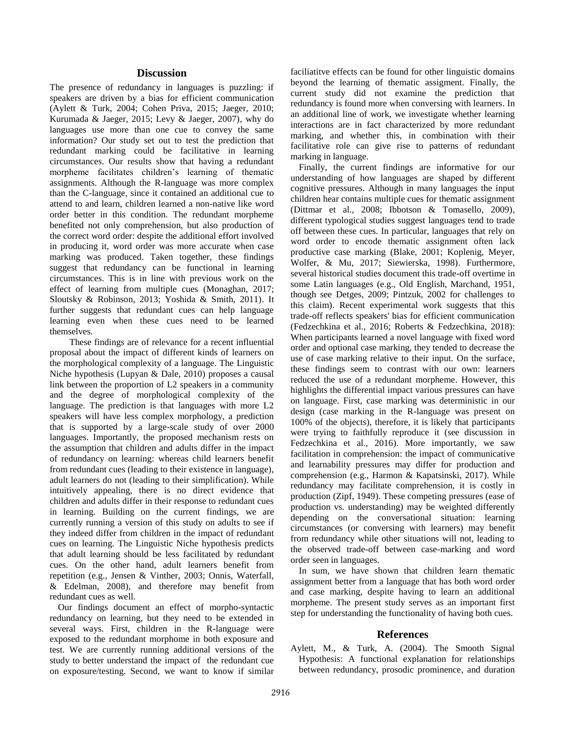## Discussion

The presence of redundancy in languages is puzzling: if speakers are driven by a bias for efficient communication (Aylett & Turk, 2004; Cohen Priva, 2015; Jaeger, 2010; Kurumada & Jaeger, 2015; Levy & Jaeger, 2007), why do languages use more than one cue to convey the same information? Our study set out to test the prediction that redundant marking could be facilitative in learning circumstances. Our results show that having a redundant morpheme facilitates children's learning of thematic assignments. Although the R-language was more complex than the C-language, since it contained an additional cue to attend to and learn, children learned a non-native like word order better in this condition. The redundant morpheme benefited not only comprehension, but also production of the correct word order: despite the additional effort involved in producing it, word order was more accurate when case marking was produced. Taken together, these findings suggest that redundancy can be functional in learning circumstances. This is in line with previous work on the effect of learning from multiple cues (Monaghan, 2017; Sloutsky & Robinson, 2013; Yoshida & Smith, 2011). It further suggests that redundant cues can help language learning even when these cues need to be learned themselves.

These findings are of relevance for a recent influential proposal about the impact of different kinds of learners on the morphological complexity of a language. The Linguistic Niche hypothesis (Lupyan & Dale, 2010) proposes a causal link between the proportion of L2 speakers in a community and the degree of morphological complexity of the language. The prediction is that languages with more L2 speakers will have less complex morphology, a prediction that is supported by a large-scale study of over 2000 languages. Importantly, the proposed mechanism rests on the assumption that children and adults differ in the impact of redundancy on learning: whereas child learners benefit from redundant cues (leading to their existence in language), adult learners do not (leading to their simplification). While intuitively appealing, there is no direct evidence that children and adults differ in their response to redundant cues in learning. Building on the current findings, we are currently running a version of this study on adults to see if they indeed differ from children in the impact of redundant cues on learning. The Linguistic Niche hypothesis predicts that adult learning should be less facilitated by redundant cues. On the other hand, adult learners benefit from repetition (e.g., Jensen & Vinther, 2003; Onnis, Waterfall, & Edelman, 2008), and therefore may benefit from redundant cues as well.

Our findings document an effect of morpho-syntactic redundancy on learning, but they need to be extended in several ways. First, children in the R-language were exposed to the redundant morphome in both exposure and test. We are currently running additional versions of the study to better understand the impact of the redundant cue on exposure/testing. Second, we want to know if similar faciliatitve effects can be found for other linguistic domains beyond the learning of thematic assigment. Finally, the current study did not examine the prediction that redundancy is found more when conversing with learners. In an additional line of work, we investigate whether learning interactions are in fact characterized by more redundant marking, and whether this, in combination with their facilitative role can give rise to patterns of redundant marking in language.

Finally, the current findings are informative for our understanding of how languages are shaped by different cognitive pressures. Although in many languages the input children hear contains multiple cues for thematic assignment (Dittmar et al., 2008; Ibbotson & Tomasello, 2009), different typological studies suggest languages tend to trade off between these cues. In particular, languages that rely on word order to encode thematic assignment often lack productive case marking (Blake, 2001; Koplenig, Meyer, Wolfer, & Mu, 2017; Siewierska, 1998). Furthermore, several historical studies document this trade-off overtime in some Latin languages (e.g., Old English, Marchand, 1951, though see Detges, 2009; Pintzuk, 2002 for challenges to this claim). Recent experimental work suggests that this trade-off reflects speakers' bias for efficient communication (Fedzechkina et al., 2016; Roberts & Fedzechkina, 2018): When participants learned a novel language with fixed word order and optional case marking, they tended to decrease the use of case marking relative to their input. On the surface, these findings seem to contrast with our own: learners reduced the use of a redundant morpheme. However, this highlights the differential impact various pressures can have on language. First, case marking was deterministic in our design (case marking in the R-language was present on 100% of the objects), therefore, it is likely that participants were trying to faithfully reproduce it (see discussion in Fedzechkina et al., 2016). More importantly, we saw facilitation in comprehension: the impact of communicative and learnability pressures may differ for production and comprehension (e.g., Harmon & Kapatsinski, 2017). While redundancy may facilitate comprehension, it is costly in production (Zipf, 1949). These competing pressures (ease of production vs. understanding) may be weighted differently depending on the conversational situation: learning circumstances (or conversing with learners) may benefit from redundancy while other situations will not, leading to the observed trade-off between case-marking and word order seen in languages.

In sum, we have shown that children learn thematic assignment better from a language that has both word order and case marking, despite having to learn an additional morpheme. The present study serves as an important first step for understanding the functionality of having both cues.

## References

Aylett, M., & Turk, A. (2004). The Smooth Signal Hypothesis: A functional explanation for relationships between redundancy, prosodic prominence, and duration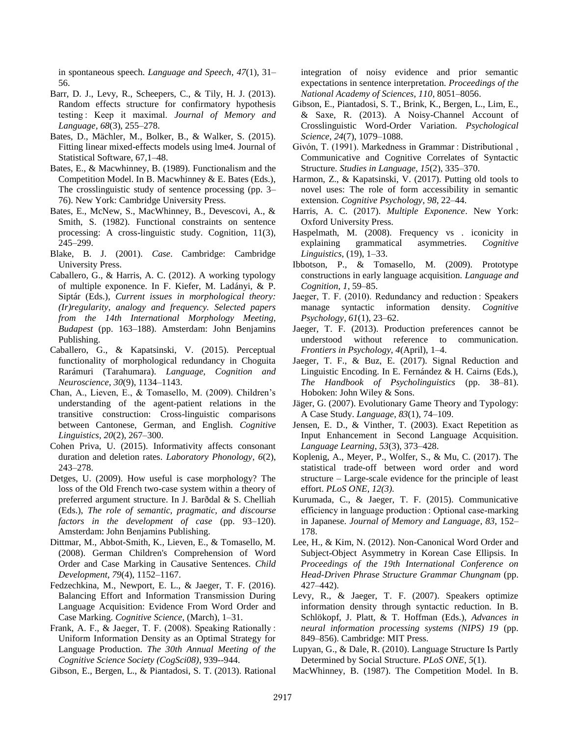in spontaneous speech. *Language and Speech*, *47*(1), 31–56.

Barr, D. J., Levy, R., Scheepers, C., & Tily, H. J. (2013). Random effects structure for confirmatory hypothesis testing : Keep it maximal. *Journal of Memory and Language*, *68*(3), 255–278.

Bates, D., Mächler, M., Bolker, B., & Walker, S. (2015). Fitting linear mixed-effects models using lme4. Journal of Statistical Software, 67,1–48.

Bates, E., & Macwhinney, B. (1989). Functionalism and the Competition Model. In B. Macwhinney & E. Bates (Eds.), The crosslinguistic study of sentence processing (pp. 3–76). New York: Cambridge University Press.

Bates, E., McNew, S., MacWhinney, B., Devescovi, A., & Smith, S. (1982). Functional constraints on sentence processing: A cross-linguistic study. Cognition, 11(3), 245–299.

Blake, B. J. (2001). *Case*. Cambridge: Cambridge University Press.

Caballero, G., & Harris, A. C. (2012). A working typology of multiple exponence. In F. Kiefer, M. Ladányi, & P. Siptár (Eds.), *Current issues in morphological theory: (Ir)regularity, analogy and frequency. Selected papers from the 14th International Morphology Meeting, Budapest* (pp. 163–188). Amsterdam: John Benjamins Publishing.

Caballero, G., & Kapatsinski, V. (2015). Perceptual functionality of morphological redundancy in Choguita Rarámuri (Tarahumara). *Language, Cognition and Neuroscience*, *30*(9), 1134–1143.

Chan, A., Lieven, E., & Tomasello, M. (2009). Children's understanding of the agent-patient relations in the transitive construction: Cross-linguistic comparisons between Cantonese, German, and English. *Cognitive Linguistics*, *20*(2), 267–300.

Cohen Priva, U. (2015). Informativity affects consonant duration and deletion rates. *Laboratory Phonology*, *6*(2), 243–278.

Detges, U. (2009). How useful is case morphology? The loss of the Old French two-case system within a theory of preferred argument structure. In J. Barðdal & S. Chelliah (Eds.), *The role of semantic, pragmatic, and discourse factors in the development of case* (pp. 93–120). Amsterdam: John Benjamins Publishing.

Dittmar, M., Abbot-Smith, K., Lieven, E., & Tomasello, M. (2008). German Children's Comprehension of Word Order and Case Marking in Causative Sentences. *Child Development*, *79*(4), 1152–1167.

Fedzechkina, M., Newport, E. L., & Jaeger, T. F. (2016). Balancing Effort and Information Transmission During Language Acquisition: Evidence From Word Order and Case Marking. *Cognitive Science*, (March), 1–31.

Frank, A. F., & Jaeger, T. F. (2008). Speaking Rationally : Uniform Information Density as an Optimal Strategy for Language Production. *The 30th Annual Meeting of the Cognitive Science Society (CogSci08)*, 939--944.

Gibson, E., Bergen, L., & Piantadosi, S. T. (2013). Rational integration of noisy evidence and prior semantic expectations in sentence interpretation. *Proceedings of the National Academy of Sciences*, *110*, 8051–8056.

Gibson, E., Piantadosi, S. T., Brink, K., Bergen, L., Lim, E., & Saxe, R. (2013). A Noisy-Channel Account of Crosslinguistic Word-Order Variation. *Psychological Science*, *24*(7), 1079–1088.

Givón, T. (1991). Markedness in Grammar : Distributional , Communicative and Cognitive Correlates of Syntactic Structure. *Studies in Language*, *15*(2), 335–370.

Harmon, Z., & Kapatsinski, V. (2017). Putting old tools to novel uses: The role of form accessibility in semantic extension. *Cognitive Psychology*, *98*, 22–44.

Harris, A. C. (2017). *Multiple Exponence*. New York: Oxford University Press.

Haspelmath, M. (2008). Frequency vs . iconicity in explaining grammatical asymmetries. *Cognitive Linguistics*, (19), 1–33.

Ibbotson, P., & Tomasello, M. (2009). Prototype constructions in early language acquisition. *Language and Cognition*, *1*, 59–85.

Jaeger, T. F. (2010). Redundancy and reduction : Speakers manage syntactic information density. *Cognitive Psychology*, *61*(1), 23–62.

Jaeger, T. F. (2013). Production preferences cannot be understood without reference to communication. *Frontiers in Psychology*, *4*(April), 1–4.

Jaeger, T. F., & Buz, E. (2017). Signal Reduction and Linguistic Encoding. In E. Fernández & H. Cairns (Eds.), *The Handbook of Psycholinguistics* (pp. 38–81). Hoboken: John Wiley & Sons.

Jäger, G. (2007). Evolutionary Game Theory and Typology: A Case Study. *Language*, *83*(1), 74–109.

Jensen, E. D., & Vinther, T. (2003). Exact Repetition as Input Enhancement in Second Language Acquisition. *Language Learning*, *53*(3), 373–428.

Koplenig, A., Meyer, P., Wolfer, S., & Mu, C. (2017). The statistical trade-off between word order and word structure – Large-scale evidence for the principle of least effort. *PLoS ONE*, *12(3)*.

Kurumada, C., & Jaeger, T. F. (2015). Communicative efficiency in language production : Optional case-marking in Japanese. *Journal of Memory and Language*, *83*, 152–178.

Lee, H., & Kim, N. (2012). Non-Canonical Word Order and Subject-Object Asymmetry in Korean Case Ellipsis. In *Proceedings of the 19th International Conference on Head-Driven Phrase Structure Grammar Chungnam* (pp. 427–442).

Levy, R., & Jaeger, T. F. (2007). Speakers optimize information density through syntactic reduction. In B. Schlökopf, J. Platt, & T. Hoffman (Eds.), *Advances in neural information processing systems (NIPS) 19* (pp. 849–856). Cambridge: MIT Press.

Lupyan, G., & Dale, R. (2010). Language Structure Is Partly Determined by Social Structure. *PLoS ONE*, *5*(1).

MacWhinney, B. (1987). The Competition Model. In B.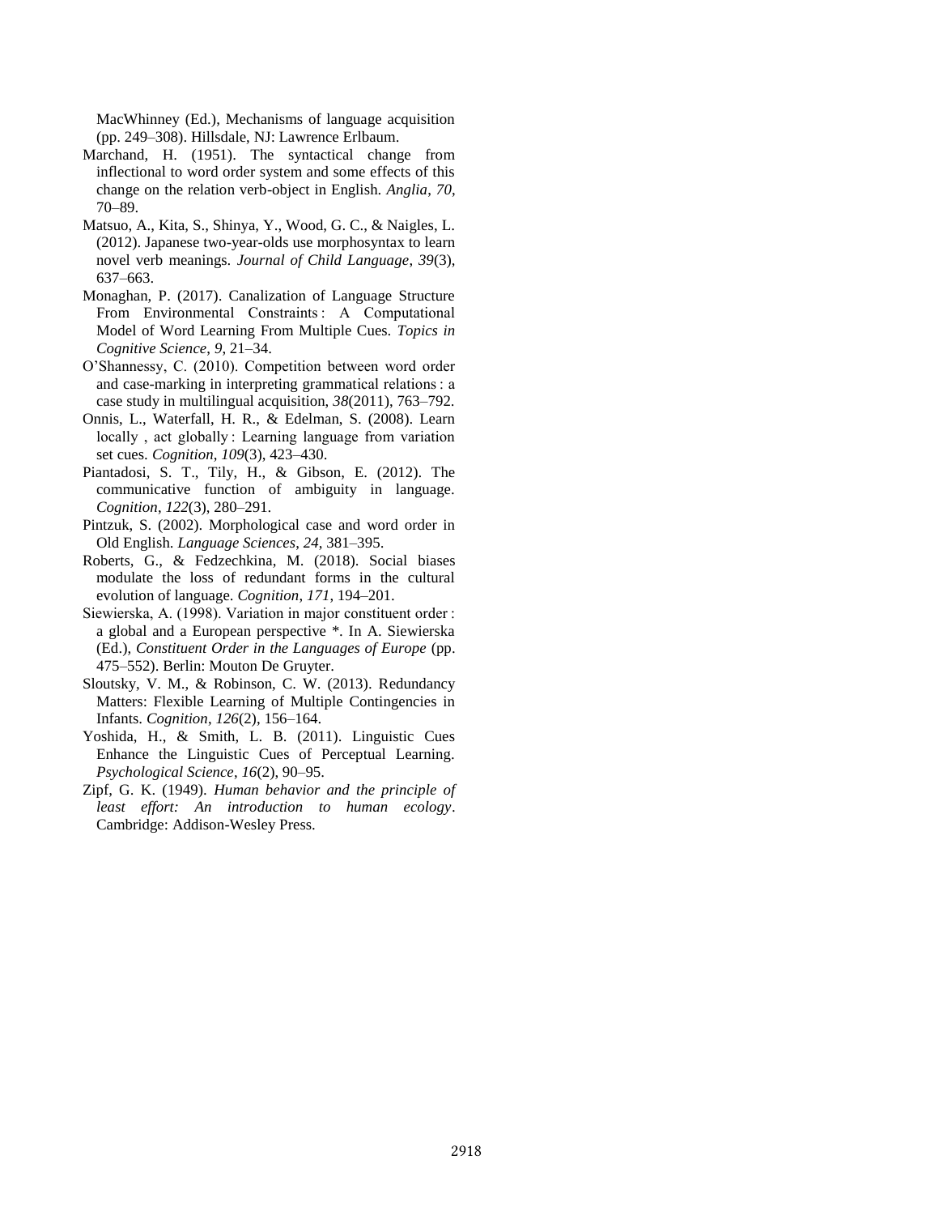MacWhinney (Ed.), Mechanisms of language acquisition (pp. 249–308). Hillsdale, NJ: Lawrence Erlbaum.

Marchand, H. (1951). The syntactical change from inflectional to word order system and some effects of this change on the relation verb-object in English. *Anglia*, *70*, 70–89.

Matsuo, A., Kita, S., Shinya, Y., Wood, G. C., & Naigles, L. (2012). Japanese two-year-olds use morphosyntax to learn novel verb meanings. *Journal of Child Language*, *39*(3), 637–663.

Monaghan, P. (2017). Canalization of Language Structure From Environmental Constraints : A Computational Model of Word Learning From Multiple Cues. *Topics in Cognitive Science*, *9*, 21–34.

O'Shannessy, C. (2010). Competition between word order and case-marking in interpreting grammatical relations : a case study in multilingual acquisition, *38*(2011), 763–792.

Onnis, L., Waterfall, H. R., & Edelman, S. (2008). Learn locally , act globally : Learning language from variation set cues. *Cognition*, *109*(3), 423–430.

Piantadosi, S. T., Tily, H., & Gibson, E. (2012). The communicative function of ambiguity in language. *Cognition*, *122*(3), 280–291.

Pintzuk, S. (2002). Morphological case and word order in Old English. *Language Sciences*, *24*, 381–395.

Roberts, G., & Fedzechkina, M. (2018). Social biases modulate the loss of redundant forms in the cultural evolution of language. *Cognition*, *171*, 194–201.

Siewierska, A. (1998). Variation in major constituent order : a global and a European perspective *. In A. Siewierska (Ed.), *Constituent Order in the Languages of Europe* (pp. 475–552). Berlin: Mouton De Gruyter.

Sloutsky, V. M., & Robinson, C. W. (2013). Redundancy Matters: Flexible Learning of Multiple Contingencies in Infants. *Cognition*, *126*(2), 156–164.

Yoshida, H., & Smith, L. B. (2011). Linguistic Cues Enhance the Linguistic Cues of Perceptual Learning. *Psychological Science*, *16*(2), 90–95.

Zipf, G. K. (1949). *Human behavior and the principle of least effort: An introduction to human ecology*. Cambridge: Addison-Wesley Press.